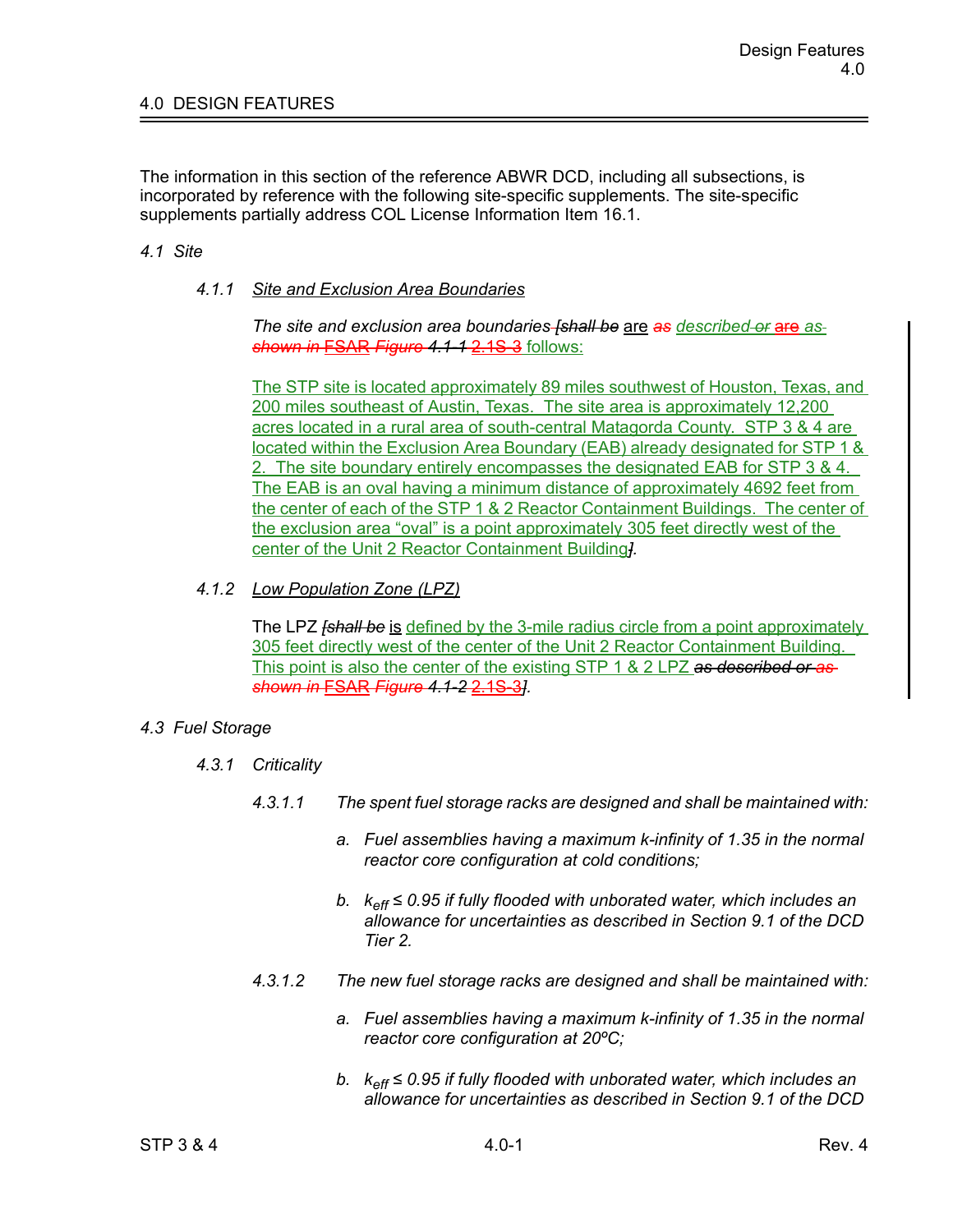## 4.0 DESIGN FEATURES

The information in this section of the reference ABWR DCD, including all subsections, is incorporated by reference with the following site-specific supplements. The site-specific supplements partially address COL License Information Item 16.1.

### *4.1 Site*

#### *4.1.1 Site and Exclusion Area Boundaries*

*The site and exclusion area boundaries [shall be* are *as described or* are *as shown in* FSAR *Figure 4.1-1* 2.1S-3 follows:

The STP site is located approximately 89 miles southwest of Houston, Texas, and 200 miles southeast of Austin, Texas. The site area is approximately 12,200 acres located in a rural area of south-central Matagorda County. STP 3 & 4 are located within the Exclusion Area Boundary (EAB) already designated for STP 1 & 2. The site boundary entirely encompasses the designated EAB for STP 3 & 4. The EAB is an oval having a minimum distance of approximately 4692 feet from the center of each of the STP 1 & 2 Reactor Containment Buildings. The center of the exclusion area "oval" is a point approximately 305 feet directly west of the center of the Unit 2 Reactor Containment Building*]*.

#### *4.1.2 Low Population Zone (LPZ)*

The LPZ *[shall be* is defined by the 3-mile radius circle from a point approximately 305 feet directly west of the center of the Unit 2 Reactor Containment Building. This point is also the center of the existing STP 1 & 2 LPZ *as described or as shown in* FSAR *Figure 4.1-2* 2.1S-3*]*.

### *4.3 Fuel Storage*

#### *4.3.1 Criticality*

*4.3.1.1 The spent fuel storage racks are designed and shall be maintained with:*

*a. Fuel assemblies having a maximum k-infinity of 1.35 in the normal reactor core configuration at cold conditions;*

*b.* $k_{eff} \leq 0.95$ *if fully flooded with unborated water, which includes an allowance for uncertainties as described in Section 9.1 of the DCD Tier 2.*

*4.3.1.2 The new fuel storage racks are designed and shall be maintained with:*

*a. Fuel assemblies having a maximum k-infinity of 1.35 in the normal reactor core configuration at 20ºC;*

*b.* $k_{eff} \leq 0.95$ *if fully flooded with unborated water, which includes an allowance for uncertainties as described in Section 9.1 of the DCD*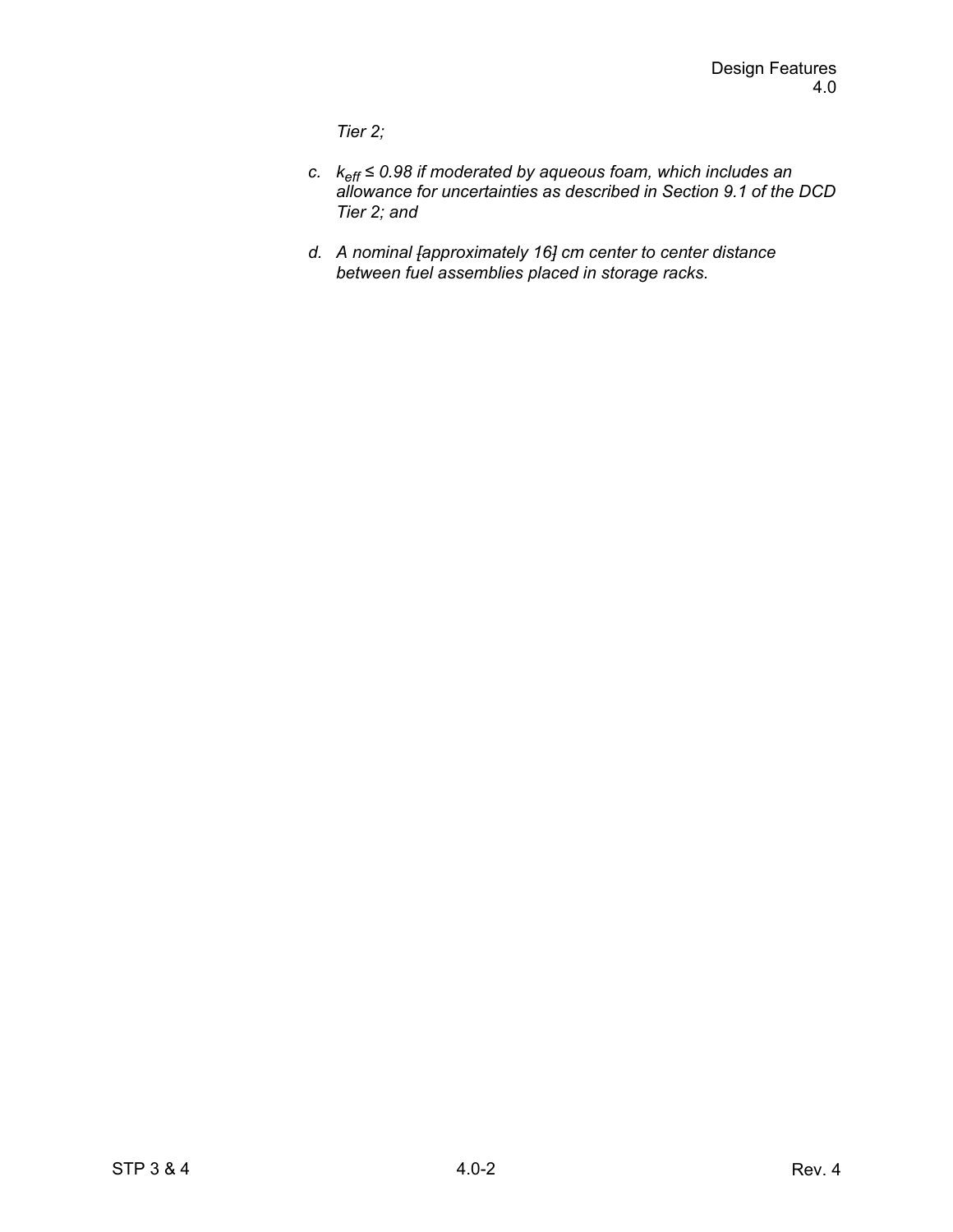*Tier 2;*

c. *$k_{eff}$ ≤ 0.98 if moderated by aqueous foam, which includes an allowance for uncertainties as described in Section 9.1 of the DCD Tier 2; and*

d. *A nominal [approximately 16] cm center to center distance between fuel assemblies placed in storage racks.*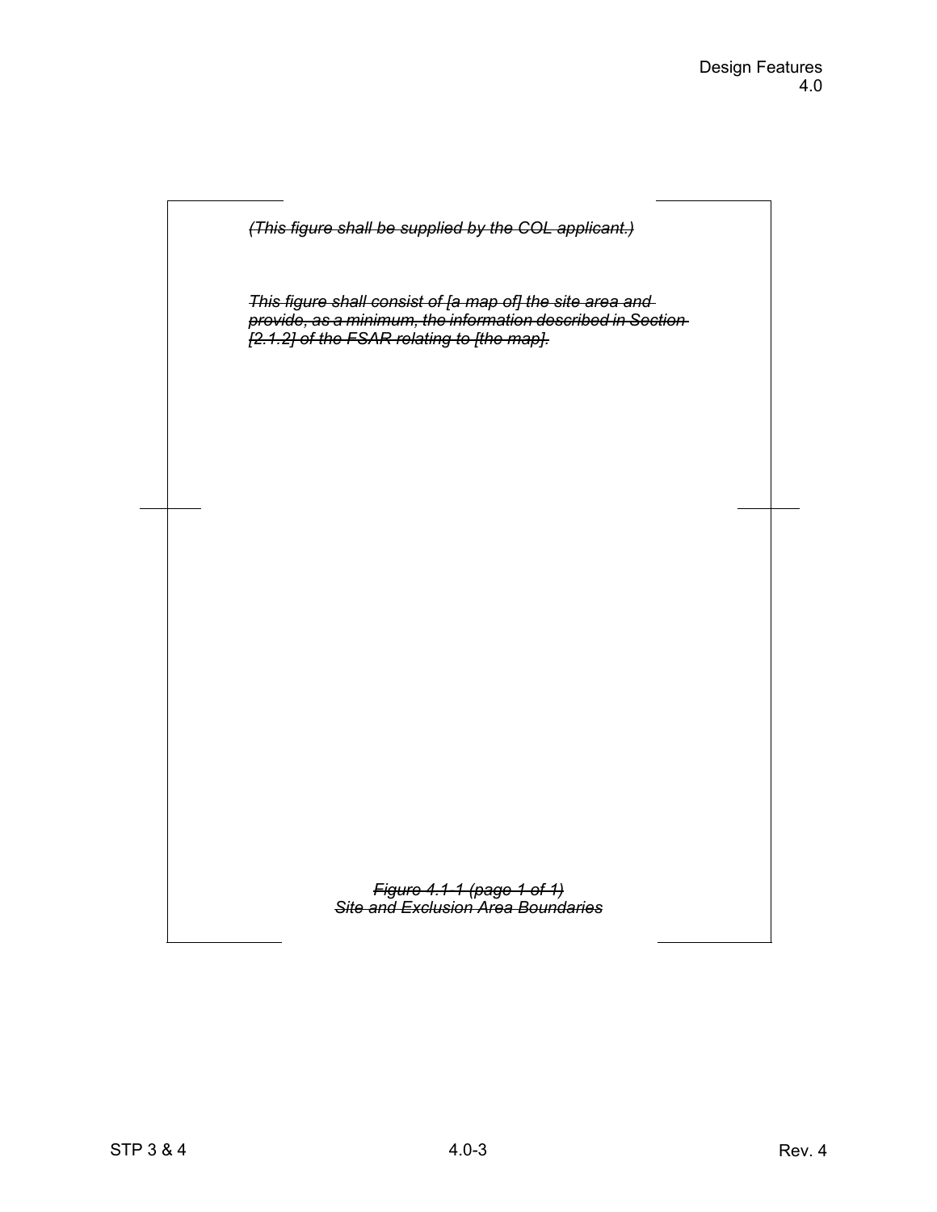~~*(This figure shall be supplied by the COL applicant.)*~~

~~*This figure shall consist of [a map of] the site area and provide, as a minimum, the information described in Section [2.1.2] of the FSAR relating to [the map].*~~

~~*Figure 4.1-1 (page 1 of 1)*~~
~~*Site and Exclusion Area Boundaries*~~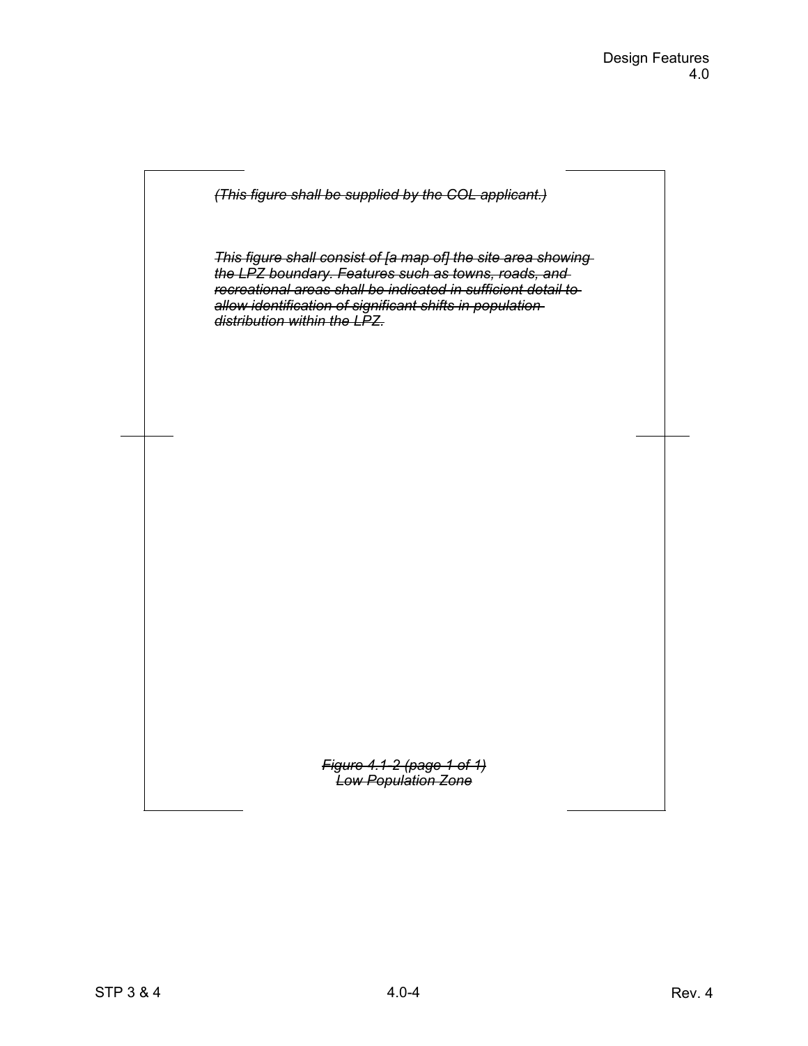~~*(This figure shall be supplied by the COL applicant.)*~~

~~*This figure shall consist of [a map of] the site area showing the LPZ boundary. Features such as towns, roads, and recreational areas shall be indicated in sufficient detail to allow identification of significant shifts in population distribution within the LPZ.*~~

~~*Figure 4.1-2 (page 1 of 1)*~~
~~*Low Population Zone*~~